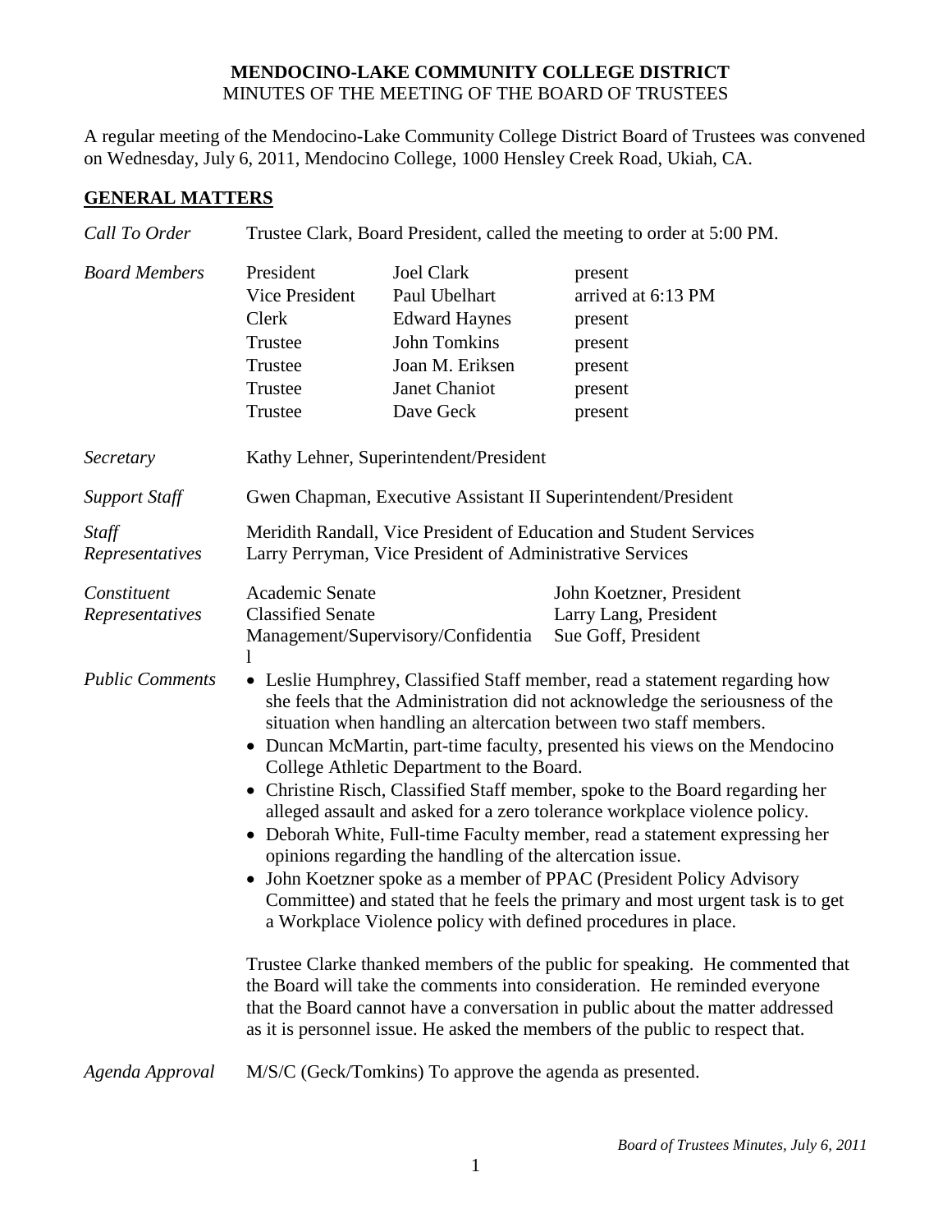**MENDOCINO-LAKE COMMUNITY COLLEGE DISTRICT**
MINUTES OF THE MEETING OF THE BOARD OF TRUSTEES

A regular meeting of the Mendocino-Lake Community College District Board of Trustees was convened on Wednesday, July 6, 2011, Mendocino College, 1000 Hensley Creek Road, Ukiah, CA.

## GENERAL MATTERS

*Call To Order* — Trustee Clark, Board President, called the meeting to order at 5:00 PM.

*Board Members*

| | | |
|---|---|---|
| President | Joel Clark | present |
| Vice President | Paul Ubelhart | arrived at 6:13 PM |
| Clerk | Edward Haynes | present |
| Trustee | John Tomkins | present |
| Trustee | Joan M. Eriksen | present |
| Trustee | Janet Chaniot | present |
| Trustee | Dave Geck | present |

*Secretary* — Kathy Lehner, Superintendent/President

*Support Staff* — Gwen Chapman, Executive Assistant II Superintendent/President

*Staff Representatives*
- Meridith Randall, Vice President of Education and Student Services
- Larry Perryman, Vice President of Administrative Services

*Constituent Representatives*

| | |
|---|---|
| Academic Senate | John Koetzner, President |
| Classified Senate | Larry Lang, President |
| Management/Supervisory/Confidential | Sue Goff, President |

*Public Comments*

- Leslie Humphrey, Classified Staff member, read a statement regarding how she feels that the Administration did not acknowledge the seriousness of the situation when handling an altercation between two staff members.
- Duncan McMartin, part-time faculty, presented his views on the Mendocino College Athletic Department to the Board.
- Christine Risch, Classified Staff member, spoke to the Board regarding her alleged assault and asked for a zero tolerance workplace violence policy.
- Deborah White, Full-time Faculty member, read a statement expressing her opinions regarding the handling of the altercation issue.
- John Koetzner spoke as a member of PPAC (President Policy Advisory Committee) and stated that he feels the primary and most urgent task is to get a Workplace Violence policy with defined procedures in place.

Trustee Clarke thanked members of the public for speaking. He commented that the Board will take the comments into consideration. He reminded everyone that the Board cannot have a conversation in public about the matter addressed as it is personnel issue. He asked the members of the public to respect that.

*Agenda Approval* — M/S/C (Geck/Tomkins) To approve the agenda as presented.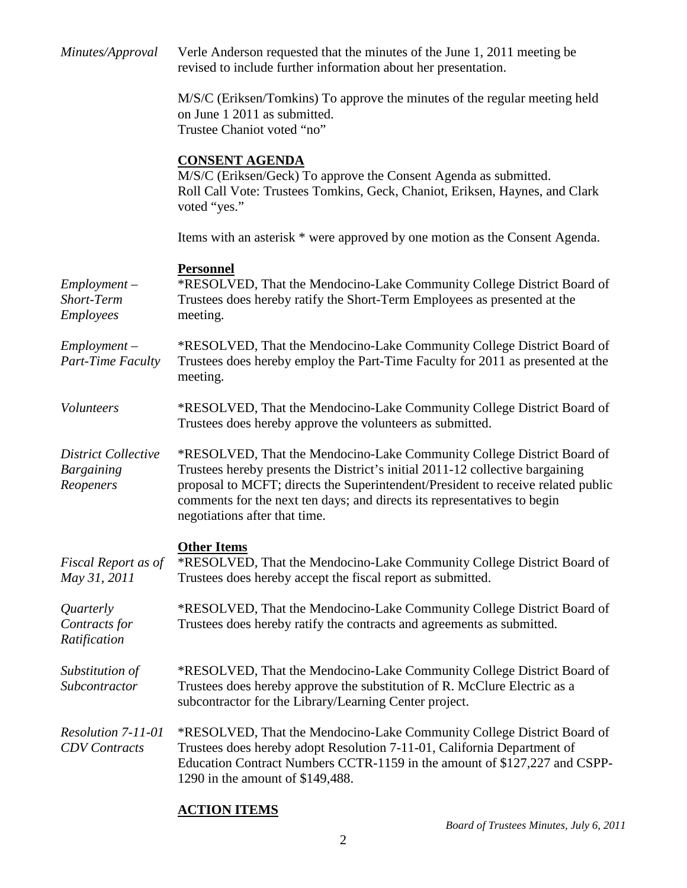*Minutes/Approval*

Verle Anderson requested that the minutes of the June 1, 2011 meeting be revised to include further information about her presentation.

M/S/C (Eriksen/Tomkins) To approve the minutes of the regular meeting held on June 1 2011 as submitted.
Trustee Chaniot voted "no"

**CONSENT AGENDA**

M/S/C (Eriksen/Geck) To approve the Consent Agenda as submitted.
Roll Call Vote: Trustees Tomkins, Geck, Chaniot, Eriksen, Haynes, and Clark voted "yes."

Items with an asterisk * were approved by one motion as the Consent Agenda.

**Personnel**

*Employment – Short-Term Employees*

*RESOLVED, That the Mendocino-Lake Community College District Board of Trustees does hereby ratify the Short-Term Employees as presented at the meeting.

*Employment – Part-Time Faculty*

*RESOLVED, That the Mendocino-Lake Community College District Board of Trustees does hereby employ the Part-Time Faculty for 2011 as presented at the meeting.

*Volunteers*

*RESOLVED, That the Mendocino-Lake Community College District Board of Trustees does hereby approve the volunteers as submitted.

*District Collective Bargaining Reopeners*

*RESOLVED, That the Mendocino-Lake Community College District Board of Trustees hereby presents the District's initial 2011-12 collective bargaining proposal to MCFT; directs the Superintendent/President to receive related public comments for the next ten days; and directs its representatives to begin negotiations after that time.

**Other Items**

*Fiscal Report as of May 31, 2011*

*RESOLVED, That the Mendocino-Lake Community College District Board of Trustees does hereby accept the fiscal report as submitted.

*Quarterly Contracts for Ratification*

*RESOLVED, That the Mendocino-Lake Community College District Board of Trustees does hereby ratify the contracts and agreements as submitted.

*Substitution of Subcontractor*

*RESOLVED, That the Mendocino-Lake Community College District Board of Trustees does hereby approve the substitution of R. McClure Electric as a subcontractor for the Library/Learning Center project.

*Resolution 7-11-01 CDV Contracts*

*RESOLVED, That the Mendocino-Lake Community College District Board of Trustees does hereby adopt Resolution 7-11-01, California Department of Education Contract Numbers CCTR-1159 in the amount of $127,227 and CSPP-1290 in the amount of $149,488.

**ACTION ITEMS**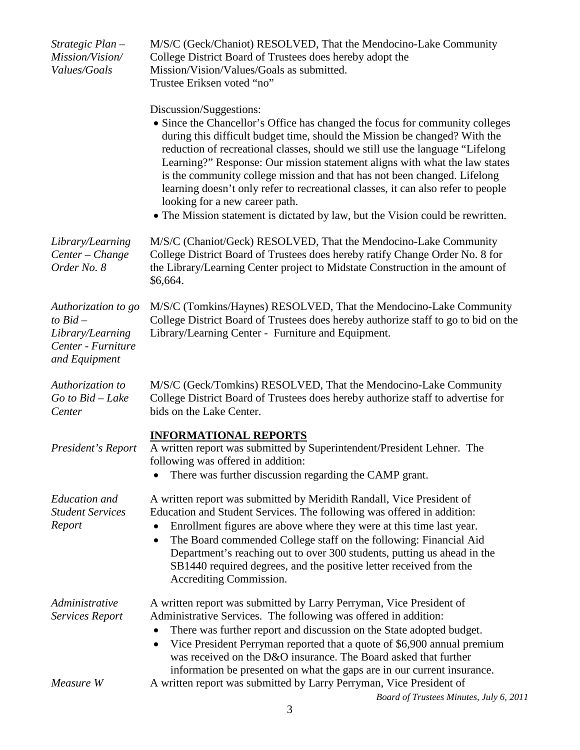*Strategic Plan – Mission/Vision/ Values/Goals*

M/S/C (Geck/Chaniot) RESOLVED, That the Mendocino-Lake Community College District Board of Trustees does hereby adopt the Mission/Vision/Values/Goals as submitted.
Trustee Eriksen voted "no"

Discussion/Suggestions:

- Since the Chancellor's Office has changed the focus for community colleges during this difficult budget time, should the Mission be changed? With the reduction of recreational classes, should we still use the language "Lifelong Learning?" Response: Our mission statement aligns with what the law states is the community college mission and that has not been changed. Lifelong learning doesn't only refer to recreational classes, it can also refer to people looking for a new career path.
- The Mission statement is dictated by law, but the Vision could be rewritten.

*Library/Learning Center – Change Order No. 8*

M/S/C (Chaniot/Geck) RESOLVED, That the Mendocino-Lake Community College District Board of Trustees does hereby ratify Change Order No. 8 for the Library/Learning Center project to Midstate Construction in the amount of $6,664.

*Authorization to go to Bid – Library/Learning Center - Furniture and Equipment*

M/S/C (Tomkins/Haynes) RESOLVED, That the Mendocino-Lake Community College District Board of Trustees does hereby authorize staff to go to bid on the Library/Learning Center - Furniture and Equipment.

*Authorization to Go to Bid – Lake Center*

M/S/C (Geck/Tomkins) RESOLVED, That the Mendocino-Lake Community College District Board of Trustees does hereby authorize staff to advertise for bids on the Lake Center.

## INFORMATIONAL REPORTS

*President's Report*

A written report was submitted by Superintendent/President Lehner. The following was offered in addition:

- There was further discussion regarding the CAMP grant.

*Education and Student Services Report*

A written report was submitted by Meridith Randall, Vice President of Education and Student Services. The following was offered in addition:

- Enrollment figures are above where they were at this time last year.
- The Board commended College staff on the following: Financial Aid Department's reaching out to over 300 students, putting us ahead in the SB1440 required degrees, and the positive letter received from the Accrediting Commission.

*Administrative Services Report*

A written report was submitted by Larry Perryman, Vice President of Administrative Services. The following was offered in addition:

- There was further report and discussion on the State adopted budget.
- Vice President Perryman reported that a quote of $6,900 annual premium was received on the D&O insurance. The Board asked that further information be presented on what the gaps are in our current insurance.

*Measure W*

A written report was submitted by Larry Perryman, Vice President of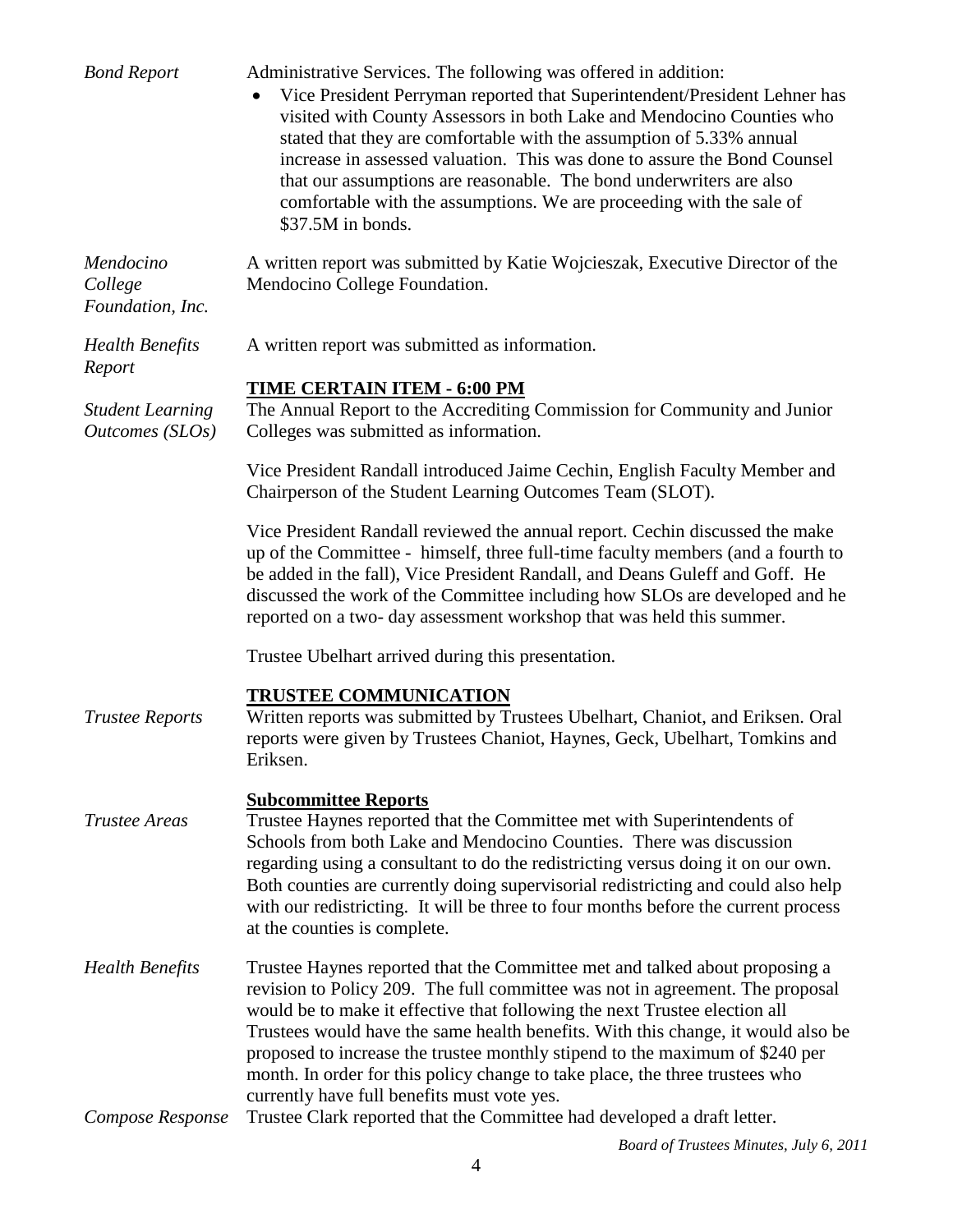*Bond Report*

Administrative Services. The following was offered in addition:

- Vice President Perryman reported that Superintendent/President Lehner has visited with County Assessors in both Lake and Mendocino Counties who stated that they are comfortable with the assumption of 5.33% annual increase in assessed valuation. This was done to assure the Bond Counsel that our assumptions are reasonable. The bond underwriters are also comfortable with the assumptions. We are proceeding with the sale of \$37.5M in bonds.

*Mendocino College Foundation, Inc.*

A written report was submitted by Katie Wojcieszak, Executive Director of the Mendocino College Foundation.

*Health Benefits Report*

A written report was submitted as information.

**TIME CERTAIN ITEM - 6:00 PM**

*Student Learning Outcomes (SLOs)*

The Annual Report to the Accrediting Commission for Community and Junior Colleges was submitted as information.

Vice President Randall introduced Jaime Cechin, English Faculty Member and Chairperson of the Student Learning Outcomes Team (SLOT).

Vice President Randall reviewed the annual report. Cechin discussed the make up of the Committee - himself, three full-time faculty members (and a fourth to be added in the fall), Vice President Randall, and Deans Guleff and Goff. He discussed the work of the Committee including how SLOs are developed and he reported on a two- day assessment workshop that was held this summer.

Trustee Ubelhart arrived during this presentation.

**TRUSTEE COMMUNICATION**

*Trustee Reports*

Written reports was submitted by Trustees Ubelhart, Chaniot, and Eriksen. Oral reports were given by Trustees Chaniot, Haynes, Geck, Ubelhart, Tomkins and Eriksen.

**Subcommittee Reports**

*Trustee Areas*

Trustee Haynes reported that the Committee met with Superintendents of Schools from both Lake and Mendocino Counties. There was discussion regarding using a consultant to do the redistricting versus doing it on our own. Both counties are currently doing supervisorial redistricting and could also help with our redistricting. It will be three to four months before the current process at the counties is complete.

*Health Benefits*

Trustee Haynes reported that the Committee met and talked about proposing a revision to Policy 209. The full committee was not in agreement. The proposal would be to make it effective that following the next Trustee election all Trustees would have the same health benefits. With this change, it would also be proposed to increase the trustee monthly stipend to the maximum of \$240 per month. In order for this policy change to take place, the three trustees who currently have full benefits must vote yes.

*Compose Response*

Trustee Clark reported that the Committee had developed a draft letter.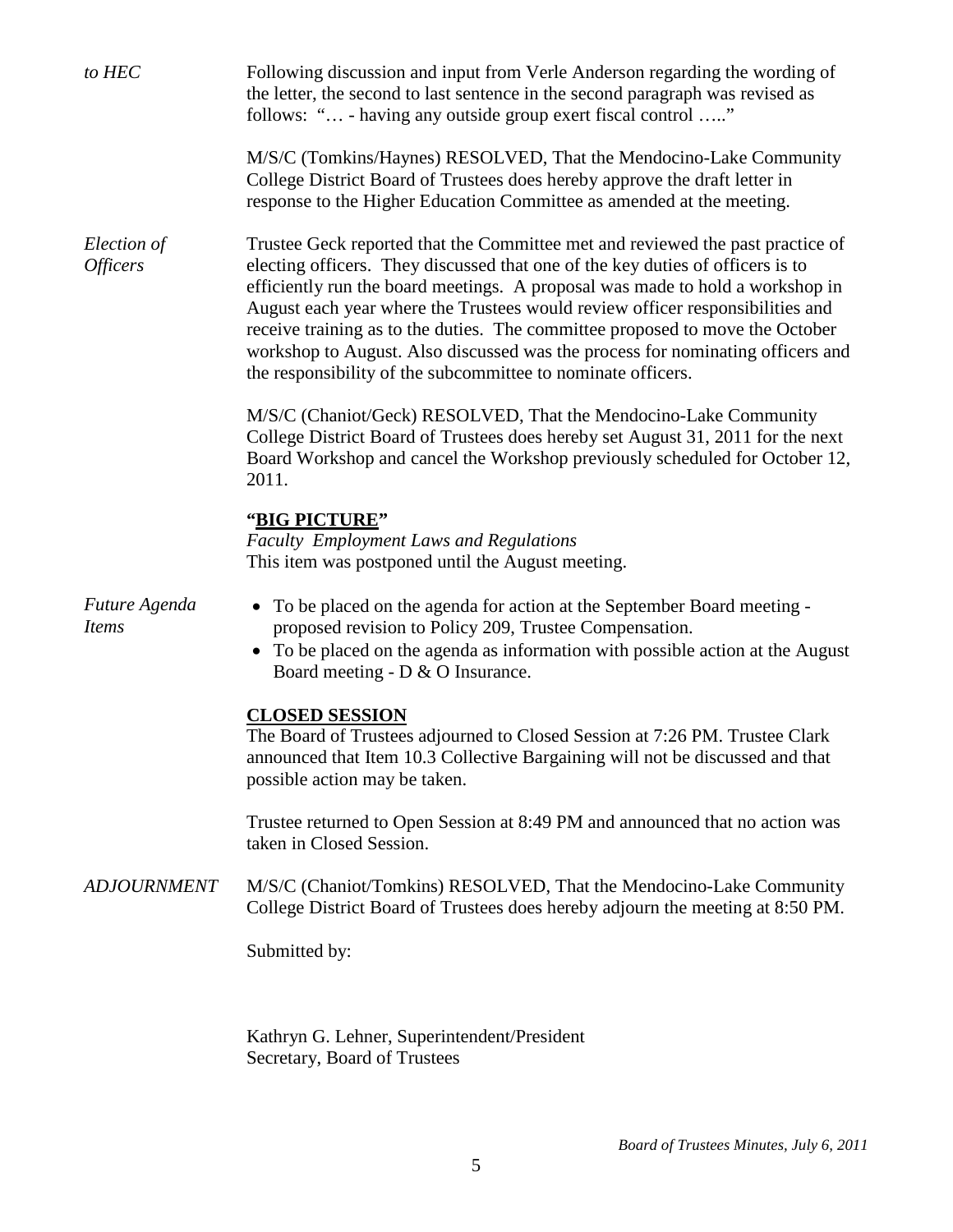*to HEC*

Following discussion and input from Verle Anderson regarding the wording of the letter, the second to last sentence in the second paragraph was revised as follows: "… - having any outside group exert fiscal control ….."

M/S/C (Tomkins/Haynes) RESOLVED, That the Mendocino-Lake Community College District Board of Trustees does hereby approve the draft letter in response to the Higher Education Committee as amended at the meeting.

*Election of Officers*

Trustee Geck reported that the Committee met and reviewed the past practice of electing officers. They discussed that one of the key duties of officers is to efficiently run the board meetings. A proposal was made to hold a workshop in August each year where the Trustees would review officer responsibilities and receive training as to the duties. The committee proposed to move the October workshop to August. Also discussed was the process for nominating officers and the responsibility of the subcommittee to nominate officers.

M/S/C (Chaniot/Geck) RESOLVED, That the Mendocino-Lake Community College District Board of Trustees does hereby set August 31, 2011 for the next Board Workshop and cancel the Workshop previously scheduled for October 12, 2011.

**"BIG PICTURE"**

*Faculty Employment Laws and Regulations*

This item was postponed until the August meeting.

*Future Agenda Items*

- To be placed on the agenda for action at the September Board meeting - proposed revision to Policy 209, Trustee Compensation.
- To be placed on the agenda as information with possible action at the August Board meeting - D & O Insurance.

**CLOSED SESSION**

The Board of Trustees adjourned to Closed Session at 7:26 PM. Trustee Clark announced that Item 10.3 Collective Bargaining will not be discussed and that possible action may be taken.

Trustee returned to Open Session at 8:49 PM and announced that no action was taken in Closed Session.

*ADJOURNMENT*

M/S/C (Chaniot/Tomkins) RESOLVED, That the Mendocino-Lake Community College District Board of Trustees does hereby adjourn the meeting at 8:50 PM.

Submitted by:

Kathryn G. Lehner, Superintendent/President
Secretary, Board of Trustees